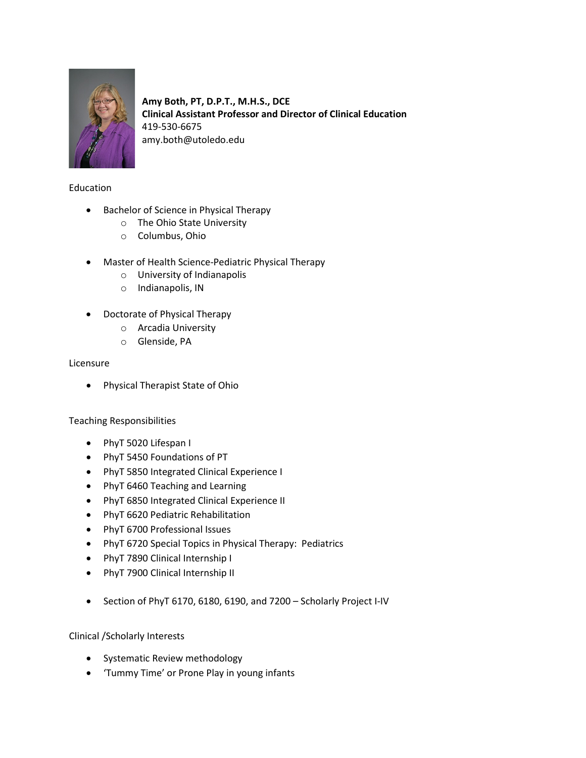**Amy Both, PT, D.P.T., M.H.S., DCE**
**Clinical Assistant Professor and Director of Clinical Education**
419-530-6675
amy.both@utoledo.edu

## Education

- Bachelor of Science in Physical Therapy
  - The Ohio State University
  - Columbus, Ohio

- Master of Health Science-Pediatric Physical Therapy
  - University of Indianapolis
  - Indianapolis, IN

- Doctorate of Physical Therapy
  - Arcadia University
  - Glenside, PA

## Licensure

- Physical Therapist State of Ohio

## Teaching Responsibilities

- PhyT 5020 Lifespan I
- PhyT 5450 Foundations of PT
- PhyT 5850 Integrated Clinical Experience I
- PhyT 6460 Teaching and Learning
- PhyT 6850 Integrated Clinical Experience II
- PhyT 6620 Pediatric Rehabilitation
- PhyT 6700 Professional Issues
- PhyT 6720 Special Topics in Physical Therapy: Pediatrics
- PhyT 7890 Clinical Internship I
- PhyT 7900 Clinical Internship II

- Section of PhyT 6170, 6180, 6190, and 7200 – Scholarly Project I-IV

## Clinical /Scholarly Interests

- Systematic Review methodology
- 'Tummy Time' or Prone Play in young infants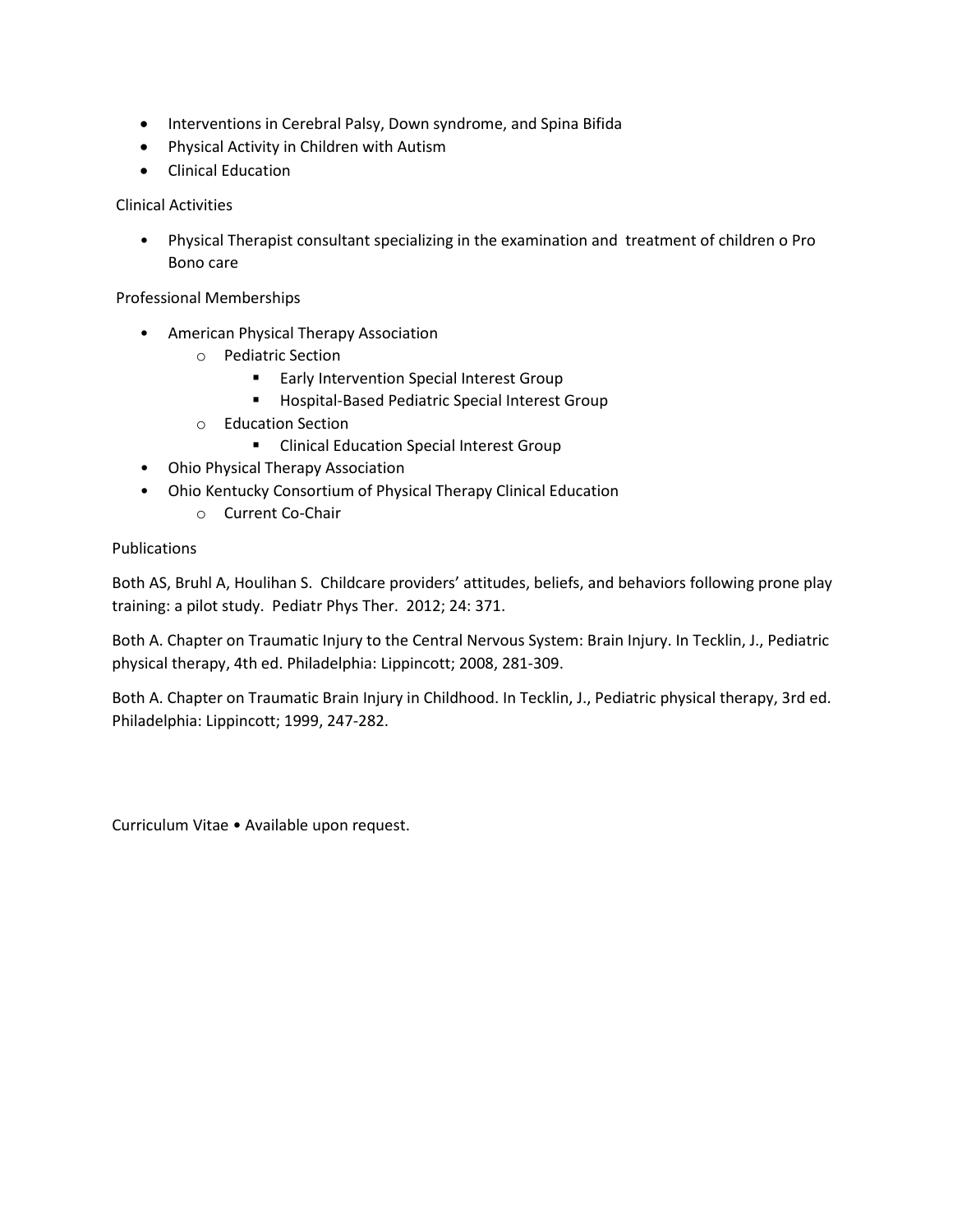- Interventions in Cerebral Palsy, Down syndrome, and Spina Bifida
- Physical Activity in Children with Autism
- Clinical Education

Clinical Activities

- Physical Therapist consultant specializing in the examination and treatment of children o Pro Bono care

Professional Memberships

- American Physical Therapy Association
  - Pediatric Section
    - Early Intervention Special Interest Group
    - Hospital-Based Pediatric Special Interest Group
  - Education Section
    - Clinical Education Special Interest Group
- Ohio Physical Therapy Association
- Ohio Kentucky Consortium of Physical Therapy Clinical Education
  - Current Co-Chair

Publications

Both AS, Bruhl A, Houlihan S. Childcare providers' attitudes, beliefs, and behaviors following prone play training: a pilot study. Pediatr Phys Ther. 2012; 24: 371.

Both A. Chapter on Traumatic Injury to the Central Nervous System: Brain Injury. In Tecklin, J., Pediatric physical therapy, 4th ed. Philadelphia: Lippincott; 2008, 281-309.

Both A. Chapter on Traumatic Brain Injury in Childhood. In Tecklin, J., Pediatric physical therapy, 3rd ed. Philadelphia: Lippincott; 1999, 247-282.

Curriculum Vitae • Available upon request.